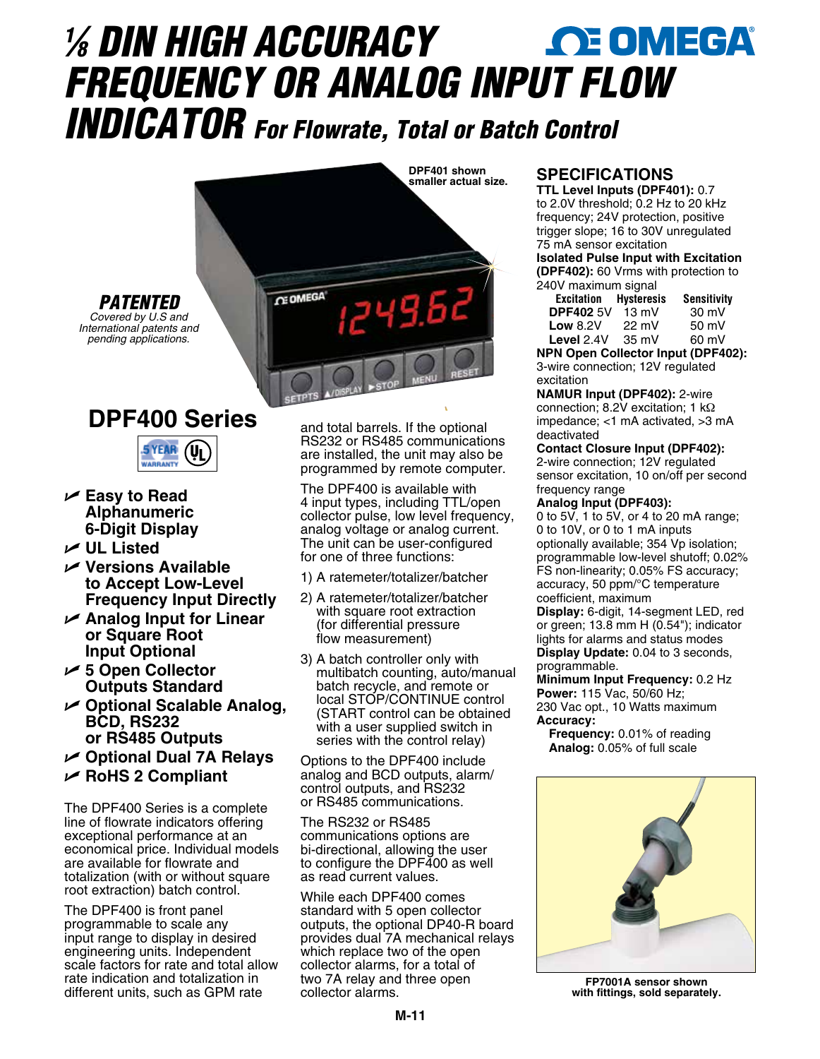# ⅛ DIN HIGH ACCURACY FREQUENCY OR ANALOG INPUT FLOW INDICATOR *For Flowrate, Total or Batch Control*

DPF401 shown smaller actual size.

***PATENTED***
*Covered by U.S and International patents and pending applications.*

## DPF400 Series

- Easy to Read Alphanumeric 6-Digit Display
- UL Listed
- Versions Available to Accept Low-Level Frequency Input Directly
- Analog Input for Linear or Square Root Input Optional
- 5 Open Collector Outputs Standard
- Optional Scalable Analog, BCD, RS232 or RS485 Outputs
- Optional Dual 7A Relays
- RoHS 2 Compliant

The DPF400 Series is a complete line of flowrate indicators offering exceptional performance at an economical price. Individual models are available for flowrate and totalization (with or without square root extraction) batch control.

The DPF400 is front panel programmable to scale any input range to display in desired engineering units. Independent scale factors for rate and total allow rate indication and totalization in different units, such as GPM rate and total barrels. If the optional RS232 or RS485 communications are installed, the unit may also be programmed by remote computer.

The DPF400 is available with 4 input types, including TTL/open collector pulse, low level frequency, analog voltage or analog current. The unit can be user-configured for one of three functions:

1) A ratemeter/totalizer/batcher
2) A ratemeter/totalizer/batcher with square root extraction (for differential pressure flow measurement)
3) A batch controller only with multibatch counting, auto/manual batch recycle, and remote or local STOP/CONTINUE control (START control can be obtained with a user supplied switch in series with the control relay)

Options to the DPF400 include analog and BCD outputs, alarm/control outputs, and RS232 or RS485 communications.

The RS232 or RS485 communications options are bi-directional, allowing the user to configure the DPF400 as well as read current values.

While each DPF400 comes standard with 5 open collector outputs, the optional DP40-R board provides dual 7A mechanical relays which replace two of the open collector alarms, for a total of two 7A relay and three open collector alarms.

## SPECIFICATIONS

**TTL Level Inputs (DPF401):** 0.7 to 2.0V threshold; 0.2 Hz to 20 kHz frequency; 24V protection, positive trigger slope; 16 to 30V unregulated 75 mA sensor excitation

**Isolated Pulse Input with Excitation (DPF402):** 60 Vrms with protection to 240V maximum signal

| | Excitation | Hysteresis | Sensitivity |
|---|---|---|---|
| **DPF402** | 5V | 13 mV | 30 mV |
| **Low** | 8.2V | 22 mV | 50 mV |
| **Level** | 2.4V | 35 mV | 60 mV |

**NPN Open Collector Input (DPF402):** 3-wire connection; 12V regulated excitation

**NAMUR Input (DPF402):** 2-wire connection; 8.2V excitation; 1 kΩ impedance; <1 mA activated, >3 mA deactivated

**Contact Closure Input (DPF402):** 2-wire connection; 12V regulated sensor excitation, 10 on/off per second frequency range

**Analog Input (DPF403):** 0 to 5V, 1 to 5V, or 4 to 20 mA range; 0 to 10V, or 0 to 1 mA inputs optionally available; 354 Vp isolation; programmable low-level shutoff; 0.02% FS non-linearity; 0.05% FS accuracy; accuracy, 50 ppm/°C temperature coefficient, maximum

**Display:** 6-digit, 14-segment LED, red or green; 13.8 mm H (0.54"); indicator lights for alarms and status modes

**Display Update:** 0.04 to 3 seconds, programmable.

**Minimum Input Frequency:** 0.2 Hz

**Power:** 115 Vac, 50/60 Hz; 230 Vac opt., 10 Watts maximum

**Accuracy:**
- **Frequency:** 0.01% of reading
- **Analog:** 0.05% of full scale

FP7001A sensor shown with fittings, sold separately.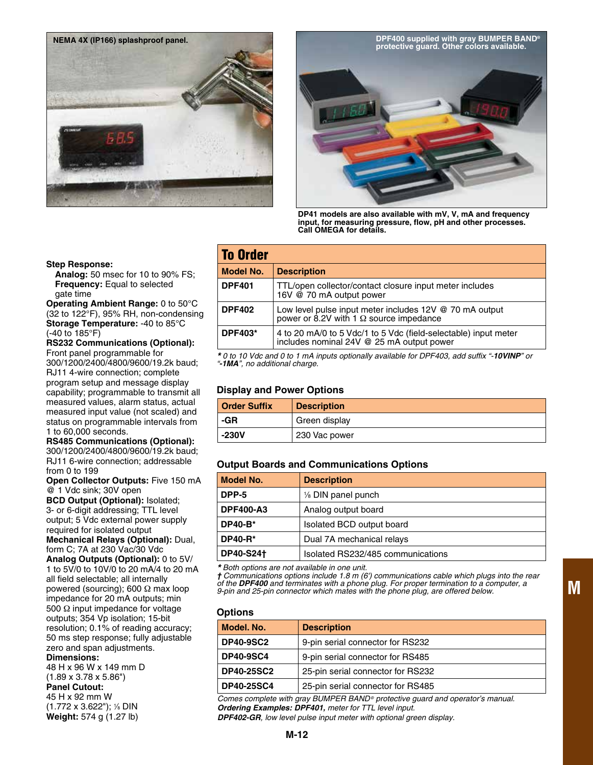NEMA 4X (IP166) splashproof panel.

DPF400 supplied with gray BUMPER BAND® protective guard. Other colors available.

**DP41 models are also available with mV, V, mA and frequency input, for measuring pressure, flow, pH and other processes. Call OMEGA for details.**

**Step Response:**
**Analog:** 50 msec for 10 to 90% FS;
**Frequency:** Equal to selected gate time
**Operating Ambient Range:** 0 to 50°C (32 to 122°F), 95% RH, non-condensing
**Storage Temperature:** -40 to 85°C (-40 to 185°F)
**RS232 Communications (Optional):** Front panel programmable for 300/1200/2400/4800/9600/19.2k baud; RJ11 4-wire connection; complete program setup and message display capability; programmable to transmit all measured values, alarm status, actual measured input value (not scaled) and status on programmable intervals from 1 to 60,000 seconds.
**RS485 Communications (Optional):** 300/1200/2400/4800/9600/19.2k baud; RJ11 6-wire connection; addressable from 0 to 199
**Open Collector Outputs:** Five 150 mA @ 1 Vdc sink; 30V open
**BCD Output (Optional):** Isolated; 3- or 6-digit addressing; TTL level output; 5 Vdc external power supply required for isolated output
**Mechanical Relays (Optional):** Dual, form C; 7A at 230 Vac/30 Vdc
**Analog Outputs (Optional):** 0 to 5V/1 to 5V/0 to 10V/0 to 20 mA/4 to 20 mA all field selectable; all internally powered (sourcing); 600 Ω max loop impedance for 20 mA outputs; min 500 Ω input impedance for voltage outputs; 354 Vp isolation; 15-bit resolution; 0.1% of reading accuracy; 50 ms step response; fully adjustable zero and span adjustments.
**Dimensions:**
48 H x 96 W x 149 mm D (1.89 x 3.78 x 5.86")
**Panel Cutout:**
45 H x 92 mm W (1.772 x 3.622"); ⅛ DIN
**Weight:** 574 g (1.27 lb)

## To Order

| Model No. | Description |
|---|---|
| **DPF401** | TTL/open collector/contact closure input meter includes 16V @ 70 mA output power |
| **DPF402** | Low level pulse input meter includes 12V @ 70 mA output power or 8.2V with 1 Ω source impedance |
| **DPF403*** | 4 to 20 mA/0 to 5 Vdc/1 to 5 Vdc (field-selectable) input meter includes nominal 24V @ 25 mA output power |

*\* 0 to 10 Vdc and 0 to 1 mA inputs optionally available for DPF403, add suffix "**-10VINP**" or "**-1MA**", no additional charge.*

### Display and Power Options

| Order Suffix | Description |
|---|---|
| **-GR** | Green display |
| **-230V** | 230 Vac power |

### Output Boards and Communications Options

| Model No. | Description |
|---|---|
| **DPP-5** | ⅛ DIN panel punch |
| **DPF400-A3** | Analog output board |
| **DP40-B*** | Isolated BCD output board |
| **DP40-R*** | Dual 7A mechanical relays |
| **DP40-S24†** | Isolated RS232/485 communications |

*\* Both options are not available in one unit.*
*† Communications options include 1.8 m (6') communications cable which plugs into the rear of the **DPF400** and terminates with a phone plug. For proper termination to a computer, a 9-pin and 25-pin connector which mates with the phone plug, are offered below.*

### Options

| Model. No. | Description |
|---|---|
| **DP40-9SC2** | 9-pin serial connector for RS232 |
| **DP40-9SC4** | 9-pin serial connector for RS485 |
| **DP40-25SC2** | 25-pin serial connector for RS232 |
| **DP40-25SC4** | 25-pin serial connector for RS485 |

*Comes complete with gray BUMPER BAND® protective guard and operator's manual.*
***Ordering Examples: DPF401,** meter for TTL level input.*
***DPF402-GR**, low level pulse input meter with optional green display.*